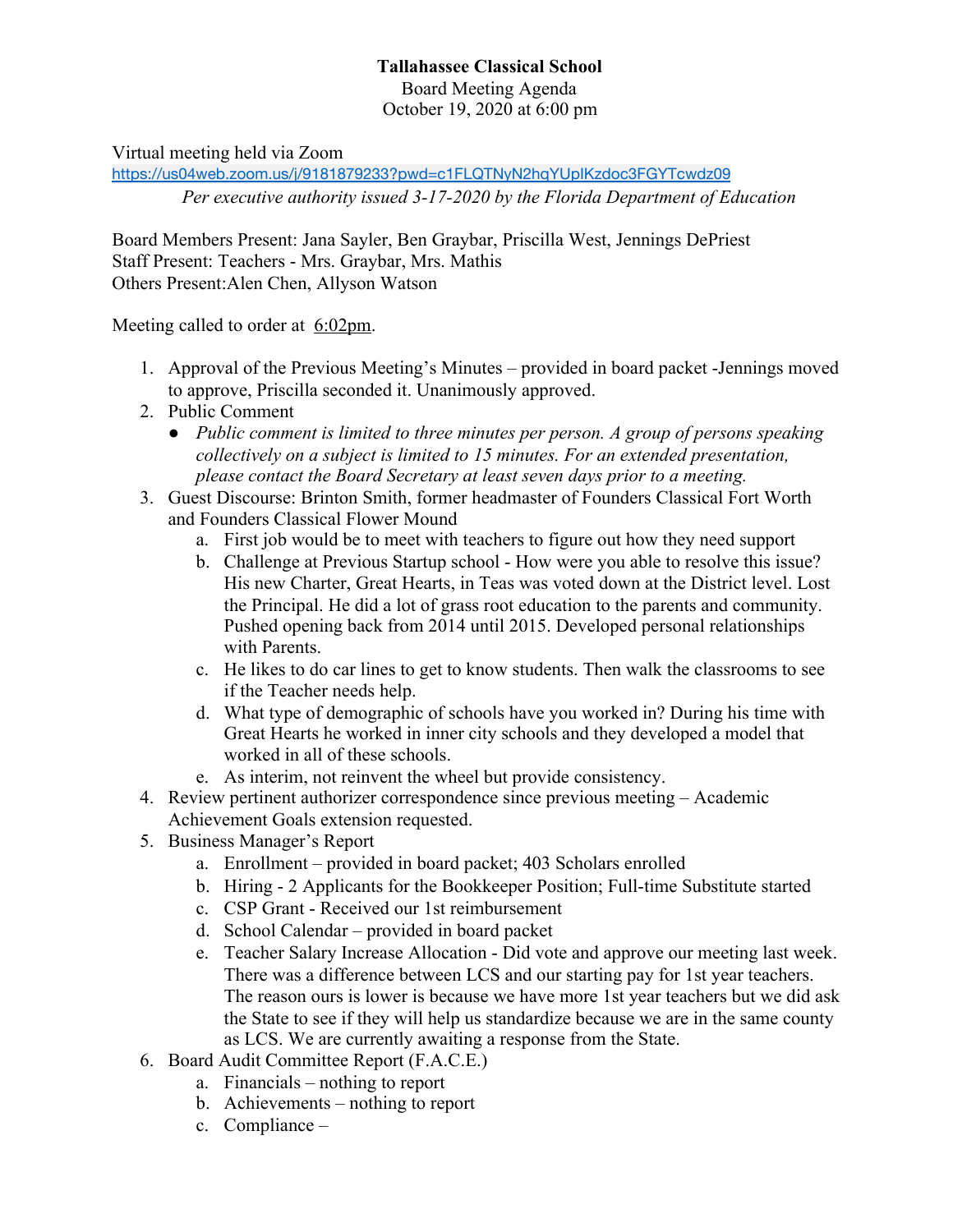**Tallahassee Classical School**
Board Meeting Agenda
October 19, 2020 at 6:00 pm

Virtual meeting held via Zoom
https://us04web.zoom.us/j/9181879233?pwd=c1FLQTNyN2hqYUpIKzdoc3FGYTcwdz09
*Per executive authority issued 3-17-2020 by the Florida Department of Education*

Board Members Present: Jana Sayler, Ben Graybar, Priscilla West, Jennings DePriest
Staff Present: Teachers - Mrs. Graybar, Mrs. Mathis
Others Present:Alen Chen, Allyson Watson

Meeting called to order at 6:02pm.

1. Approval of the Previous Meeting's Minutes – provided in board packet -Jennings moved to approve, Priscilla seconded it. Unanimously approved.
2. Public Comment
   - *Public comment is limited to three minutes per person. A group of persons speaking collectively on a subject is limited to 15 minutes. For an extended presentation, please contact the Board Secretary at least seven days prior to a meeting.*
3. Guest Discourse: Brinton Smith, former headmaster of Founders Classical Fort Worth and Founders Classical Flower Mound
   a. First job would be to meet with teachers to figure out how they need support
   b. Challenge at Previous Startup school - How were you able to resolve this issue? His new Charter, Great Hearts, in Teas was voted down at the District level. Lost the Principal. He did a lot of grass root education to the parents and community. Pushed opening back from 2014 until 2015. Developed personal relationships with Parents.
   c. He likes to do car lines to get to know students. Then walk the classrooms to see if the Teacher needs help.
   d. What type of demographic of schools have you worked in? During his time with Great Hearts he worked in inner city schools and they developed a model that worked in all of these schools.
   e. As interim, not reinvent the wheel but provide consistency.
4. Review pertinent authorizer correspondence since previous meeting – Academic Achievement Goals extension requested.
5. Business Manager's Report
   a. Enrollment – provided in board packet; 403 Scholars enrolled
   b. Hiring - 2 Applicants for the Bookkeeper Position; Full-time Substitute started
   c. CSP Grant - Received our 1st reimbursement
   d. School Calendar – provided in board packet
   e. Teacher Salary Increase Allocation - Did vote and approve our meeting last week. There was a difference between LCS and our starting pay for 1st year teachers. The reason ours is lower is because we have more 1st year teachers but we did ask the State to see if they will help us standardize because we are in the same county as LCS. We are currently awaiting a response from the State.
6. Board Audit Committee Report (F.A.C.E.)
   a. Financials – nothing to report
   b. Achievements – nothing to report
   c. Compliance –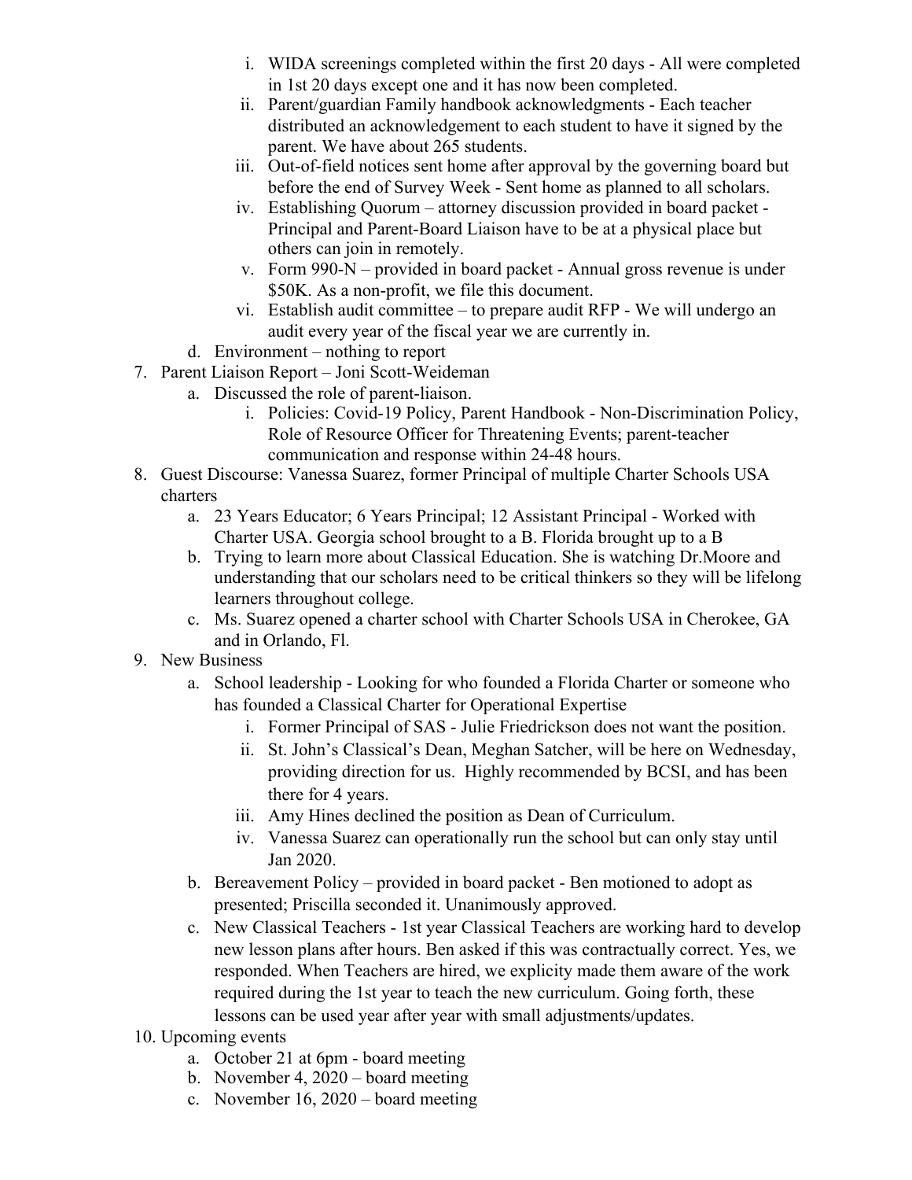i. WIDA screenings completed within the first 20 days - All were completed in 1st 20 days except one and it has now been completed.
   ii. Parent/guardian Family handbook acknowledgments - Each teacher distributed an acknowledgement to each student to have it signed by the parent. We have about 265 students.
   iii. Out-of-field notices sent home after approval by the governing board but before the end of Survey Week - Sent home as planned to all scholars.
   iv. Establishing Quorum – attorney discussion provided in board packet - Principal and Parent-Board Liaison have to be at a physical place but others can join in remotely.
   v. Form 990-N – provided in board packet - Annual gross revenue is under $50K. As a non-profit, we file this document.
   vi. Establish audit committee – to prepare audit RFP - We will undergo an audit every year of the fiscal year we are currently in.

   d. Environment – nothing to report

7. Parent Liaison Report – Joni Scott-Weideman
   a. Discussed the role of parent-liaison.
      i. Policies: Covid-19 Policy, Parent Handbook - Non-Discrimination Policy, Role of Resource Officer for Threatening Events; parent-teacher communication and response within 24-48 hours.
8. Guest Discourse: Vanessa Suarez, former Principal of multiple Charter Schools USA charters
   a. 23 Years Educator; 6 Years Principal; 12 Assistant Principal - Worked with Charter USA. Georgia school brought to a B. Florida brought up to a B
   b. Trying to learn more about Classical Education. She is watching Dr.Moore and understanding that our scholars need to be critical thinkers so they will be lifelong learners throughout college.
   c. Ms. Suarez opened a charter school with Charter Schools USA in Cherokee, GA and in Orlando, Fl.
9. New Business
   a. School leadership - Looking for who founded a Florida Charter or someone who has founded a Classical Charter for Operational Expertise
      i. Former Principal of SAS - Julie Friedrickson does not want the position.
      ii. St. John's Classical's Dean, Meghan Satcher, will be here on Wednesday, providing direction for us. Highly recommended by BCSI, and has been there for 4 years.
      iii. Amy Hines declined the position as Dean of Curriculum.
      iv. Vanessa Suarez can operationally run the school but can only stay until Jan 2020.
   b. Bereavement Policy – provided in board packet - Ben motioned to adopt as presented; Priscilla seconded it. Unanimously approved.
   c. New Classical Teachers - 1st year Classical Teachers are working hard to develop new lesson plans after hours. Ben asked if this was contractually correct. Yes, we responded. When Teachers are hired, we explicity made them aware of the work required during the 1st year to teach the new curriculum. Going forth, these lessons can be used year after year with small adjustments/updates.
10. Upcoming events
    a. October 21 at 6pm - board meeting
    b. November 4, 2020 – board meeting
    c. November 16, 2020 – board meeting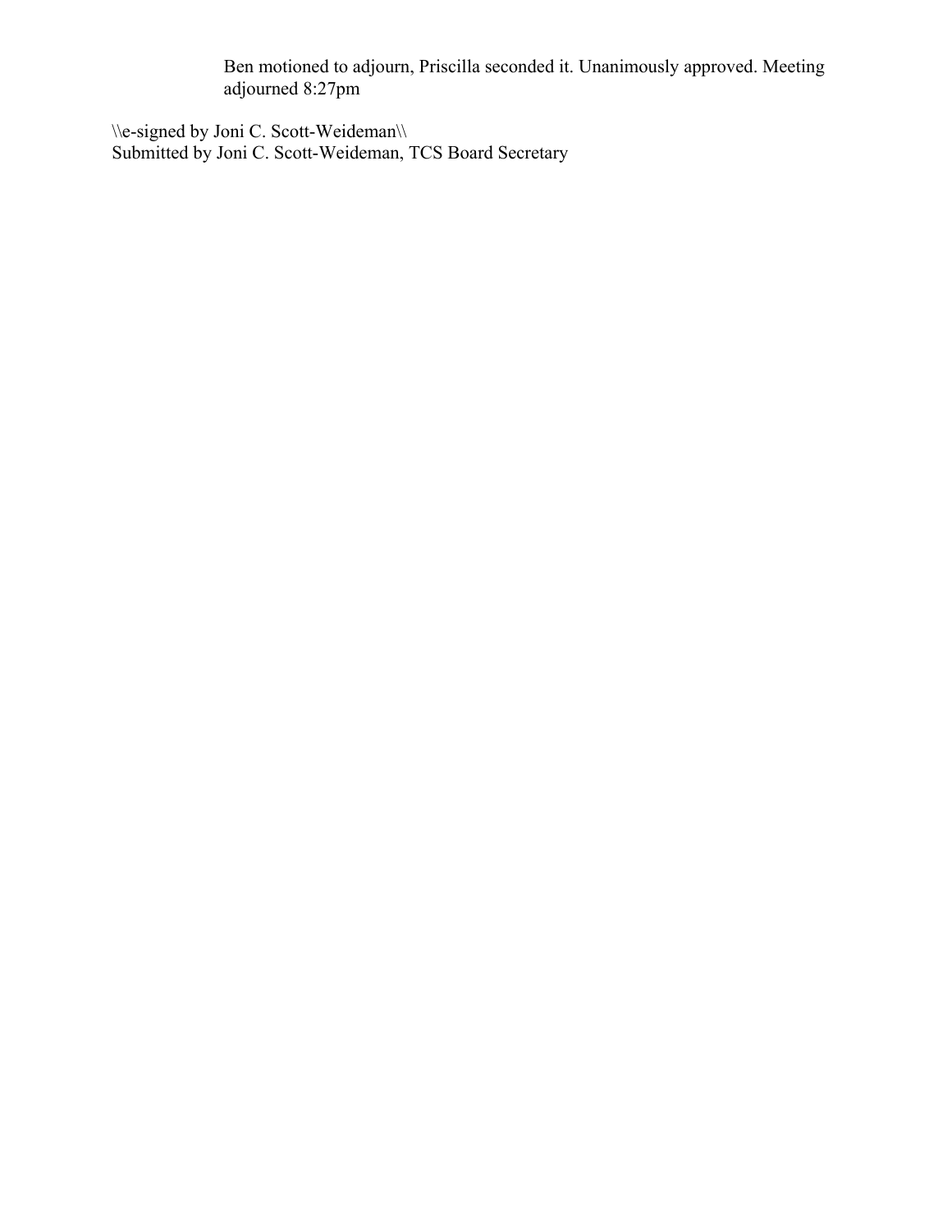Ben motioned to adjourn, Priscilla seconded it. Unanimously approved. Meeting adjourned 8:27pm

\\e-signed by Joni C. Scott-Weideman\\
Submitted by Joni C. Scott-Weideman, TCS Board Secretary